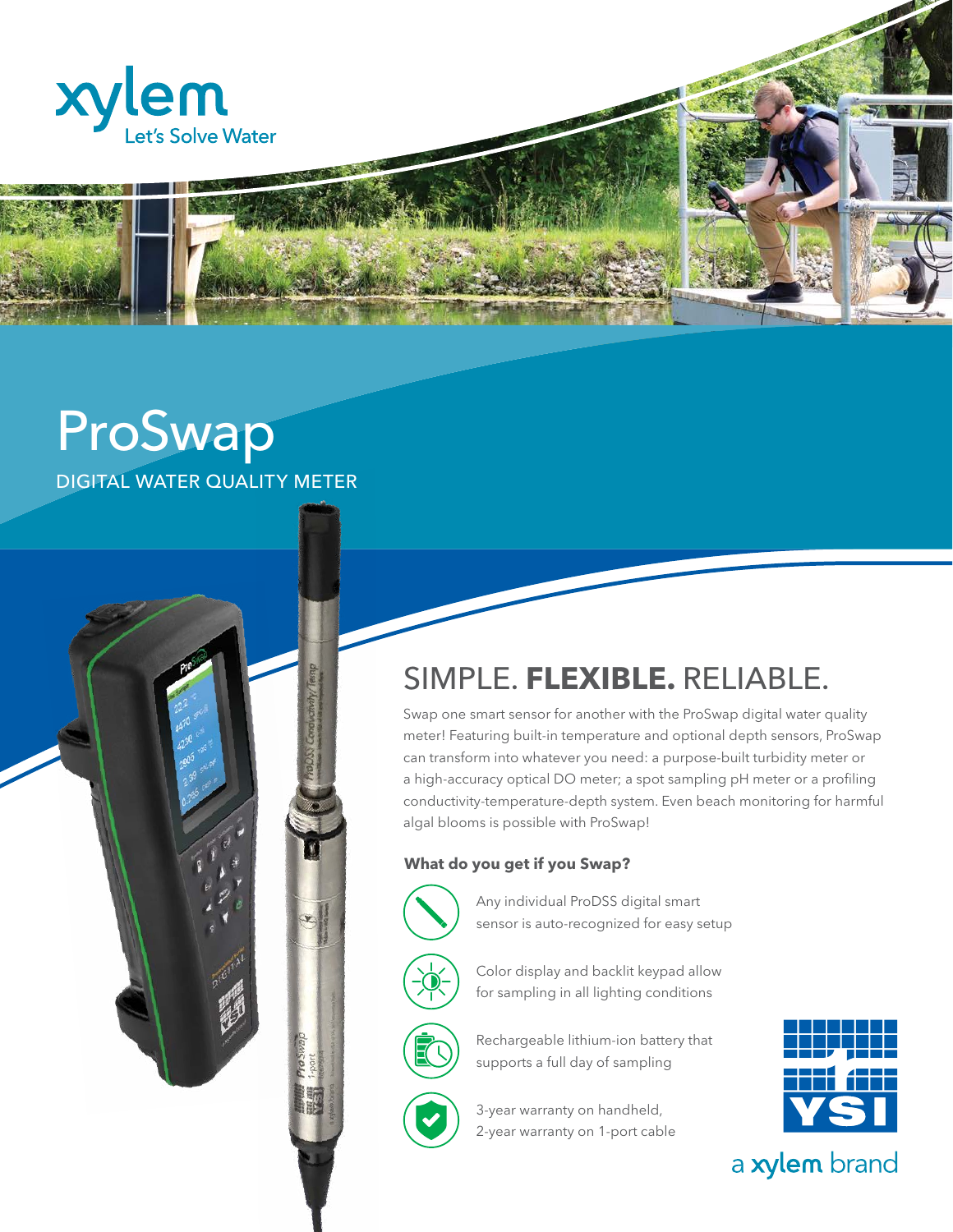xylem

Let's Solve Water

# ProSwap

DIGITAL WATER QUALITY METER

## SIMPLE. **FLEXIBLE.** RELIABLE.

Swap one smart sensor for another with the ProSwap digital water quality meter! Featuring built-in temperature and optional depth sensors, ProSwap can transform into whatever you need: a purpose-built turbidity meter or a high-accuracy optical DO meter; a spot sampling pH meter or a profiling conductivity-temperature-depth system. Even beach monitoring for harmful algal blooms is possible with ProSwap!

### What do you get if you Swap?

- Any individual ProDSS digital smart sensor is auto-recognized for easy setup
- Color display and backlit keypad allow for sampling in all lighting conditions
- Rechargeable lithium-ion battery that supports a full day of sampling
- 3-year warranty on handheld, 2-year warranty on 1-port cable

YSI

a xylem brand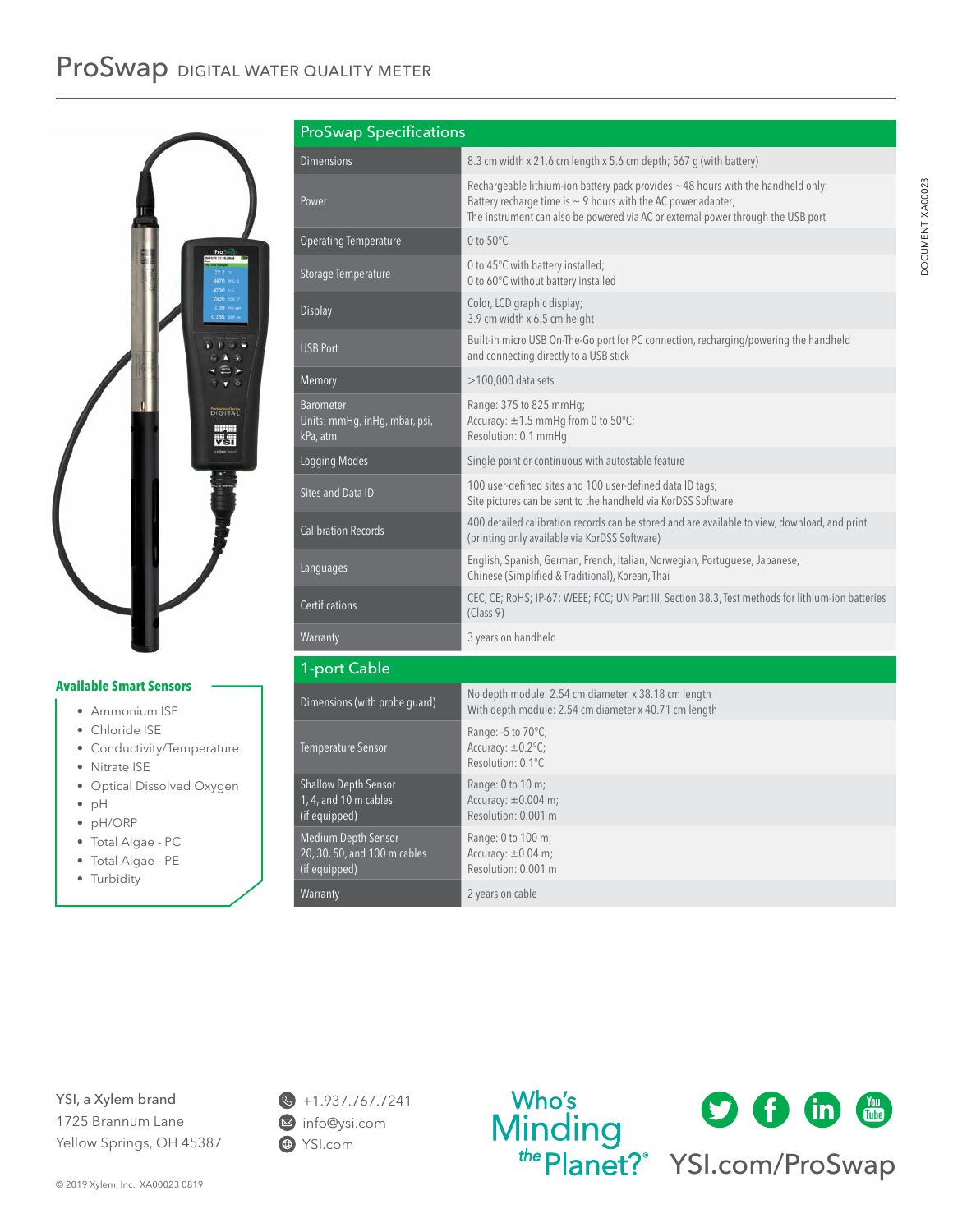# ProSwap DIGITAL WATER QUALITY METER

| ProSwap Specifications | |
|---|---|
| Dimensions | 8.3 cm width x 21.6 cm length x 5.6 cm depth; 567 g (with battery) |
| Power | Rechargeable lithium-ion battery pack provides ~48 hours with the handheld only; Battery recharge time is ~ 9 hours with the AC power adapter; The instrument can also be powered via AC or external power through the USB port |
| Operating Temperature | 0 to 50°C |
| Storage Temperature | 0 to 45°C with battery installed; 0 to 60°C without battery installed |
| Display | Color, LCD graphic display; 3.9 cm width x 6.5 cm height |
| USB Port | Built-in micro USB On-The-Go port for PC connection, recharging/powering the handheld and connecting directly to a USB stick |
| Memory | >100,000 data sets |
| Barometer Units: mmHg, inHg, mbar, psi, kPa, atm | Range: 375 to 825 mmHg; Accuracy: ±1.5 mmHg from 0 to 50°C; Resolution: 0.1 mmHg |
| Logging Modes | Single point or continuous with autostable feature |
| Sites and Data ID | 100 user-defined sites and 100 user-defined data ID tags; Site pictures can be sent to the handheld via KorDSS Software |
| Calibration Records | 400 detailed calibration records can be stored and are available to view, download, and print (printing only available via KorDSS Software) |
| Languages | English, Spanish, German, French, Italian, Norwegian, Portuguese, Japanese, Chinese (Simplified & Traditional), Korean, Thai |
| Certifications | CEC, CE; RoHS; IP-67; WEEE; FCC; UN Part III, Section 38.3, Test methods for lithium-ion batteries (Class 9) |
| Warranty | 3 years on handheld |

| 1-port Cable | |
|---|---|
| Dimensions (with probe guard) | No depth module: 2.54 cm diameter x 38.18 cm length; With depth module: 2.54 cm diameter x 40.71 cm length |
| Temperature Sensor | Range: -5 to 70°C; Accuracy: ±0.2°C; Resolution: 0.1°C |
| Shallow Depth Sensor 1, 4, and 10 m cables (if equipped) | Range: 0 to 10 m; Accuracy: ±0.004 m; Resolution: 0.001 m |
| Medium Depth Sensor 20, 30, 50, and 100 m cables (if equipped) | Range: 0 to 100 m; Accuracy: ±0.04 m; Resolution: 0.001 m |
| Warranty | 2 years on cable |

**Available Smart Sensors**

- Ammonium ISE
- Chloride ISE
- Conductivity/Temperature
- Nitrate ISE
- Optical Dissolved Oxygen
- pH
- pH/ORP
- Total Algae - PC
- Total Algae - PE
- Turbidity

YSI, a Xylem brand
1725 Brannum Lane
Yellow Springs, OH 45387

+1.937.767.7241
info@ysi.com
YSI.com

Who's Minding the Planet?®

YSI.com/ProSwap

© 2019 Xylem, Inc. XA00023 0819